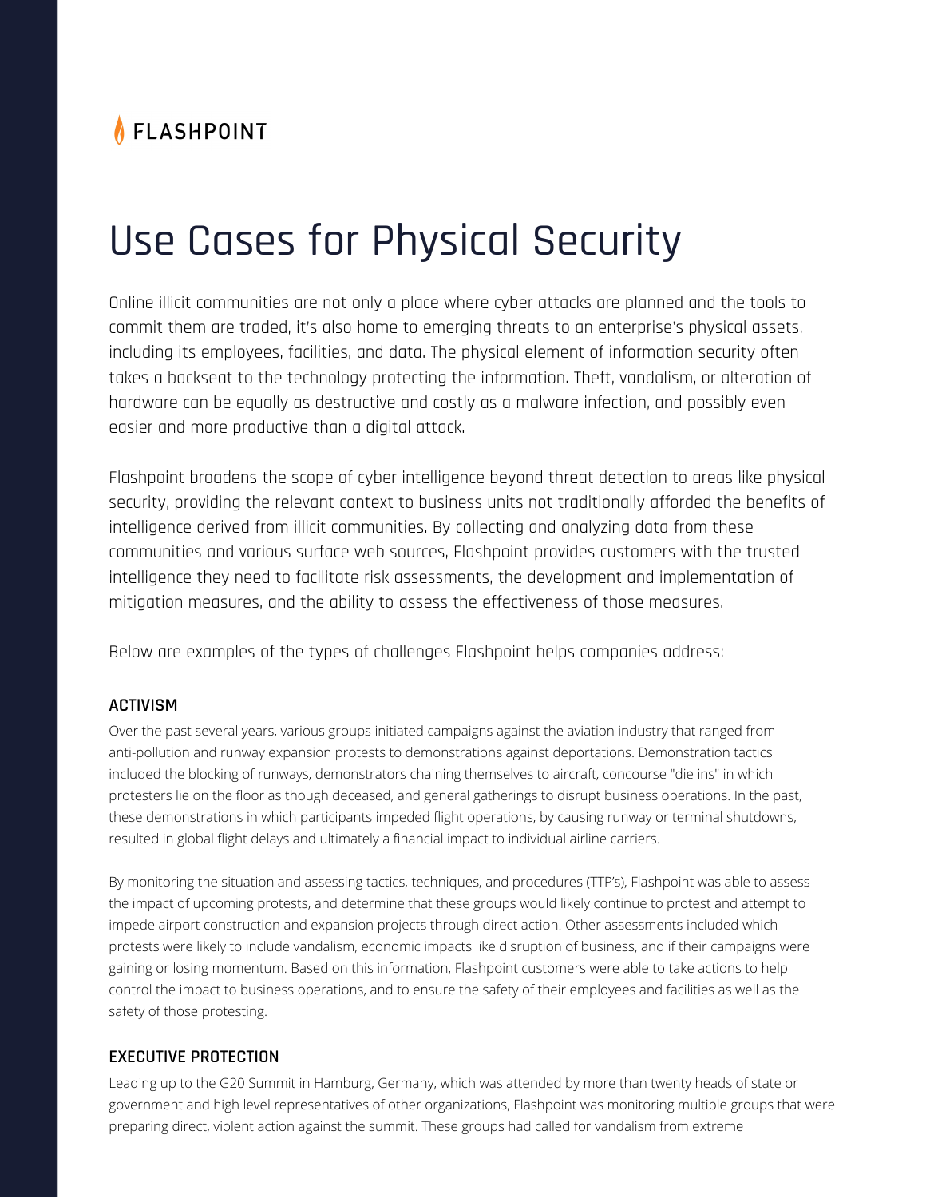FLASHPOINT

# Use Cases for Physical Security

Online illicit communities are not only a place where cyber attacks are planned and the tools to commit them are traded, it's also home to emerging threats to an enterprise's physical assets, including its employees, facilities, and data. The physical element of information security often takes a backseat to the technology protecting the information. Theft, vandalism, or alteration of hardware can be equally as destructive and costly as a malware infection, and possibly even easier and more productive than a digital attack.

Flashpoint broadens the scope of cyber intelligence beyond threat detection to areas like physical security, providing the relevant context to business units not traditionally afforded the benefits of intelligence derived from illicit communities. By collecting and analyzing data from these communities and various surface web sources, Flashpoint provides customers with the trusted intelligence they need to facilitate risk assessments, the development and implementation of mitigation measures, and the ability to assess the effectiveness of those measures.

Below are examples of the types of challenges Flashpoint helps companies address:

### ACTIVISM

Over the past several years, various groups initiated campaigns against the aviation industry that ranged from anti-pollution and runway expansion protests to demonstrations against deportations. Demonstration tactics included the blocking of runways, demonstrators chaining themselves to aircraft, concourse "die ins" in which protesters lie on the floor as though deceased, and general gatherings to disrupt business operations. In the past, these demonstrations in which participants impeded flight operations, by causing runway or terminal shutdowns, resulted in global flight delays and ultimately a financial impact to individual airline carriers.

By monitoring the situation and assessing tactics, techniques, and procedures (TTP's), Flashpoint was able to assess the impact of upcoming protests, and determine that these groups would likely continue to protest and attempt to impede airport construction and expansion projects through direct action. Other assessments included which protests were likely to include vandalism, economic impacts like disruption of business, and if their campaigns were gaining or losing momentum. Based on this information, Flashpoint customers were able to take actions to help control the impact to business operations, and to ensure the safety of their employees and facilities as well as the safety of those protesting.

### EXECUTIVE PROTECTION

Leading up to the G20 Summit in Hamburg, Germany, which was attended by more than twenty heads of state or government and high level representatives of other organizations, Flashpoint was monitoring multiple groups that were preparing direct, violent action against the summit. These groups had called for vandalism from extreme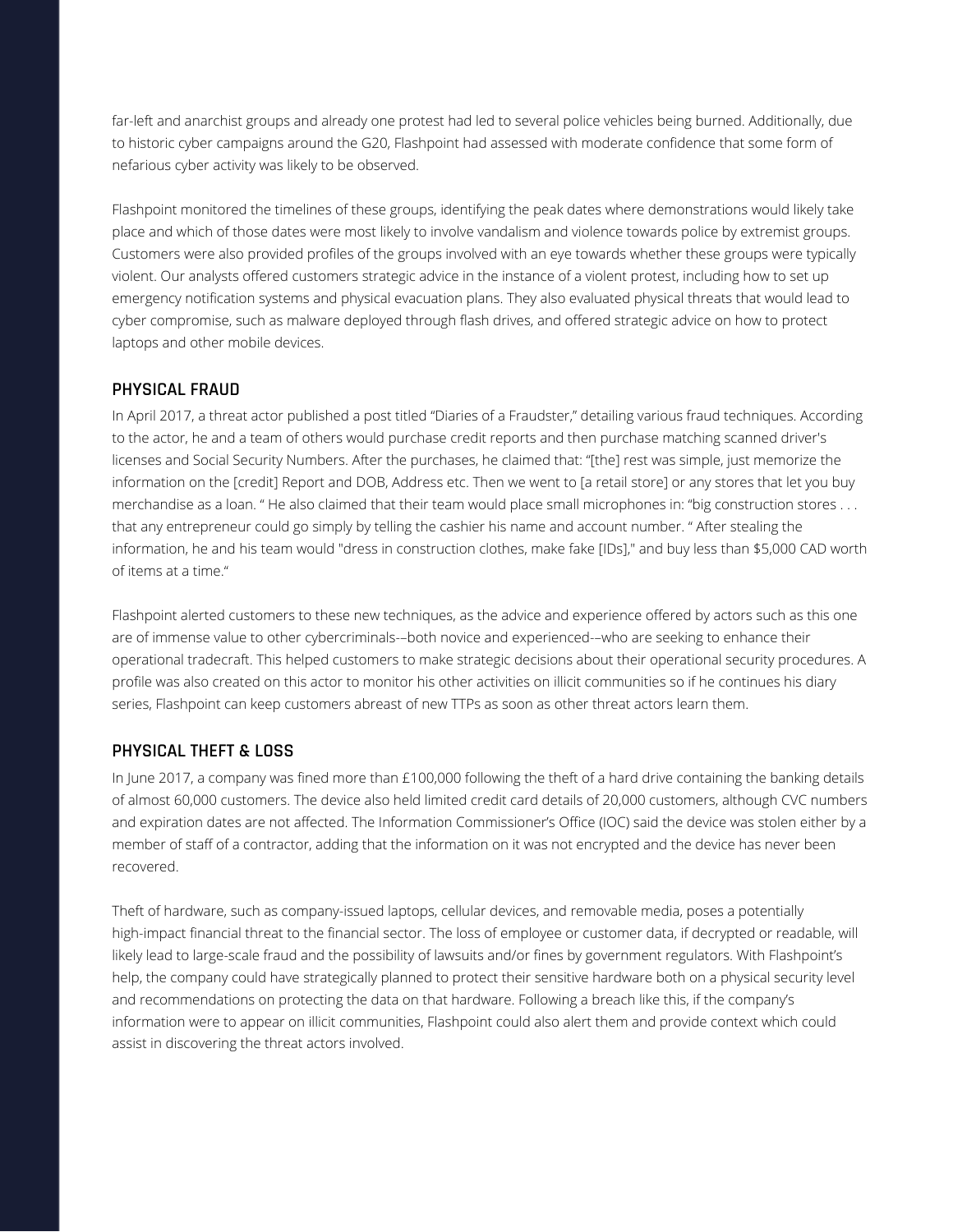far-left and anarchist groups and already one protest had led to several police vehicles being burned. Additionally, due to historic cyber campaigns around the G20, Flashpoint had assessed with moderate confidence that some form of nefarious cyber activity was likely to be observed.

Flashpoint monitored the timelines of these groups, identifying the peak dates where demonstrations would likely take place and which of those dates were most likely to involve vandalism and violence towards police by extremist groups. Customers were also provided profiles of the groups involved with an eye towards whether these groups were typically violent. Our analysts offered customers strategic advice in the instance of a violent protest, including how to set up emergency notification systems and physical evacuation plans. They also evaluated physical threats that would lead to cyber compromise, such as malware deployed through flash drives, and offered strategic advice on how to protect laptops and other mobile devices.

## PHYSICAL FRAUD

In April 2017, a threat actor published a post titled "Diaries of a Fraudster," detailing various fraud techniques. According to the actor, he and a team of others would purchase credit reports and then purchase matching scanned driver's licenses and Social Security Numbers. After the purchases, he claimed that: "[the] rest was simple, just memorize the information on the [credit] Report and DOB, Address etc. Then we went to [a retail store] or any stores that let you buy merchandise as a loan. " He also claimed that their team would place small microphones in: "big construction stores . . . that any entrepreneur could go simply by telling the cashier his name and account number. " After stealing the information, he and his team would "dress in construction clothes, make fake [IDs]," and buy less than $5,000 CAD worth of items at a time."

Flashpoint alerted customers to these new techniques, as the advice and experience offered by actors such as this one are of immense value to other cybercriminals-–both novice and experienced-–who are seeking to enhance their operational tradecraft. This helped customers to make strategic decisions about their operational security procedures. A profile was also created on this actor to monitor his other activities on illicit communities so if he continues his diary series, Flashpoint can keep customers abreast of new TTPs as soon as other threat actors learn them.

## PHYSICAL THEFT & LOSS

In June 2017, a company was fined more than £100,000 following the theft of a hard drive containing the banking details of almost 60,000 customers. The device also held limited credit card details of 20,000 customers, although CVC numbers and expiration dates are not affected. The Information Commissioner's Office (IOC) said the device was stolen either by a member of staff of a contractor, adding that the information on it was not encrypted and the device has never been recovered.

Theft of hardware, such as company-issued laptops, cellular devices, and removable media, poses a potentially high-impact financial threat to the financial sector. The loss of employee or customer data, if decrypted or readable, will likely lead to large-scale fraud and the possibility of lawsuits and/or fines by government regulators. With Flashpoint's help, the company could have strategically planned to protect their sensitive hardware both on a physical security level and recommendations on protecting the data on that hardware. Following a breach like this, if the company's information were to appear on illicit communities, Flashpoint could also alert them and provide context which could assist in discovering the threat actors involved.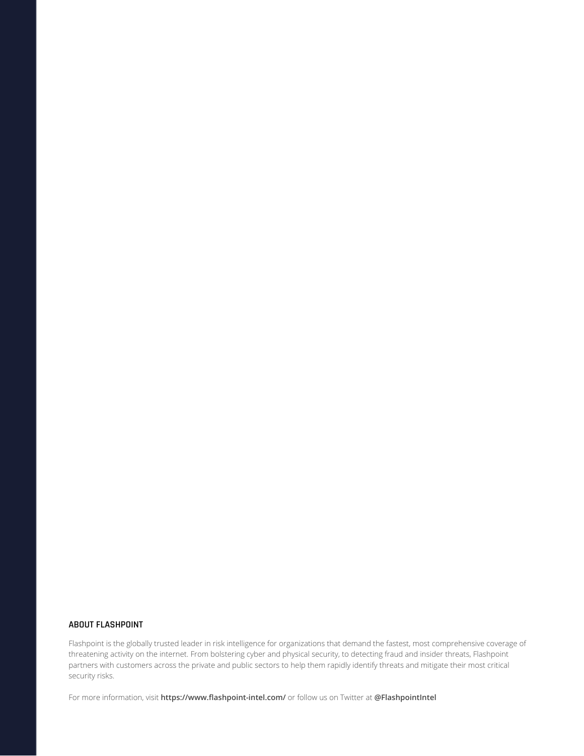## ABOUT FLASHPOINT

Flashpoint is the globally trusted leader in risk intelligence for organizations that demand the fastest, most comprehensive coverage of threatening activity on the internet. From bolstering cyber and physical security, to detecting fraud and insider threats, Flashpoint partners with customers across the private and public sectors to help them rapidly identify threats and mitigate their most critical security risks.

For more information, visit **https://www.flashpoint-intel.com/** or follow us on Twitter at **@FlashpointIntel**